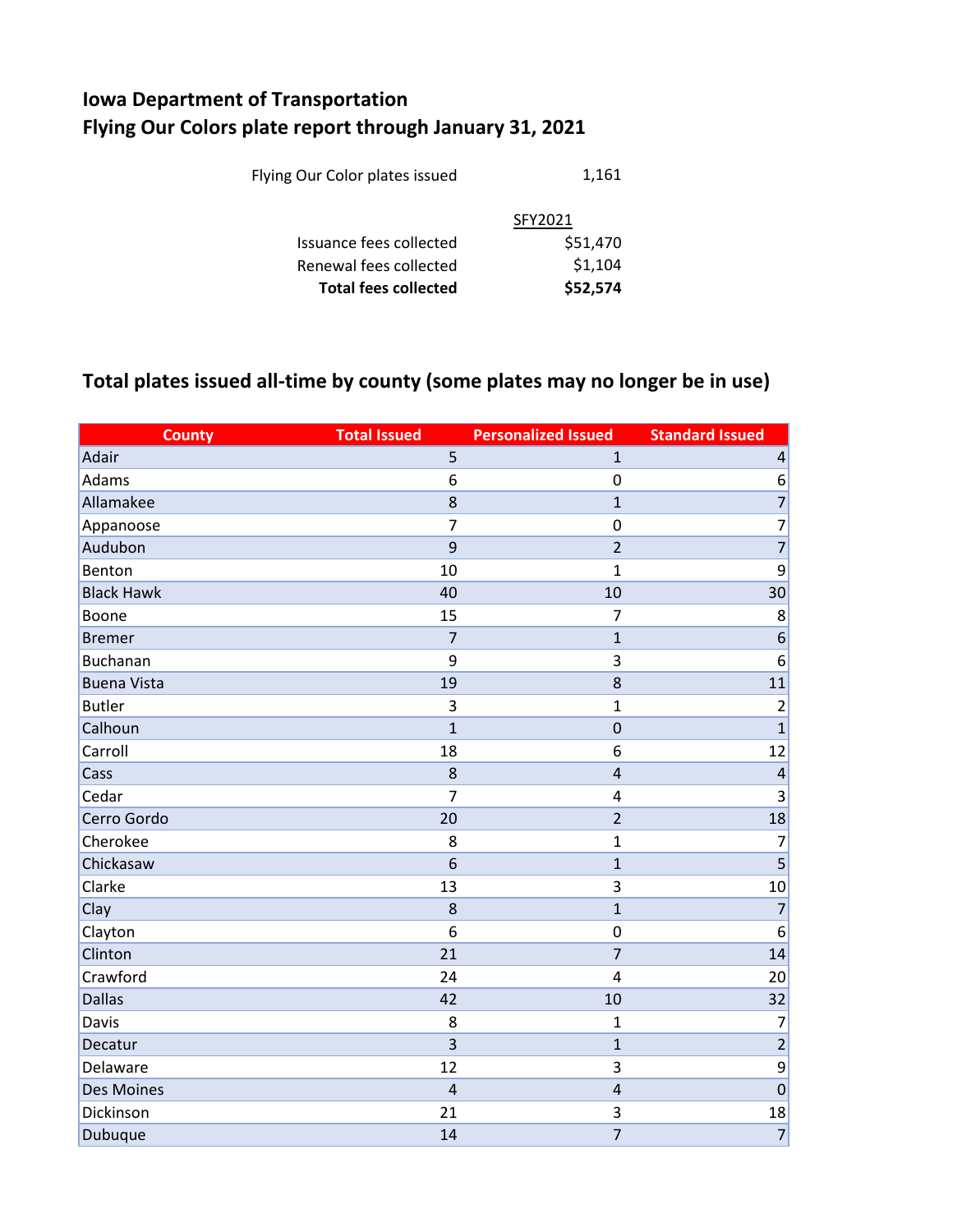# Iowa Department of Transportation
# Flying Our Colors plate report through January 31, 2021

| | |
|---|---|
| Flying Our Color plates issued | 1,161 |
| | SFY2021 |
| Issuance fees collected | $51,470 |
| Renewal fees collected | $1,104 |
| **Total fees collected** | **$52,574** |

## Total plates issued all-time by county (some plates may no longer be in use)

| County | Total Issued | Personalized Issued | Standard Issued |
|---|---|---|---|
| Adair | 5 | 1 | 4 |
| Adams | 6 | 0 | 6 |
| Allamakee | 8 | 1 | 7 |
| Appanoose | 7 | 0 | 7 |
| Audubon | 9 | 2 | 7 |
| Benton | 10 | 1 | 9 |
| Black Hawk | 40 | 10 | 30 |
| Boone | 15 | 7 | 8 |
| Bremer | 7 | 1 | 6 |
| Buchanan | 9 | 3 | 6 |
| Buena Vista | 19 | 8 | 11 |
| Butler | 3 | 1 | 2 |
| Calhoun | 1 | 0 | 1 |
| Carroll | 18 | 6 | 12 |
| Cass | 8 | 4 | 4 |
| Cedar | 7 | 4 | 3 |
| Cerro Gordo | 20 | 2 | 18 |
| Cherokee | 8 | 1 | 7 |
| Chickasaw | 6 | 1 | 5 |
| Clarke | 13 | 3 | 10 |
| Clay | 8 | 1 | 7 |
| Clayton | 6 | 0 | 6 |
| Clinton | 21 | 7 | 14 |
| Crawford | 24 | 4 | 20 |
| Dallas | 42 | 10 | 32 |
| Davis | 8 | 1 | 7 |
| Decatur | 3 | 1 | 2 |
| Delaware | 12 | 3 | 9 |
| Des Moines | 4 | 4 | 0 |
| Dickinson | 21 | 3 | 18 |
| Dubuque | 14 | 7 | 7 |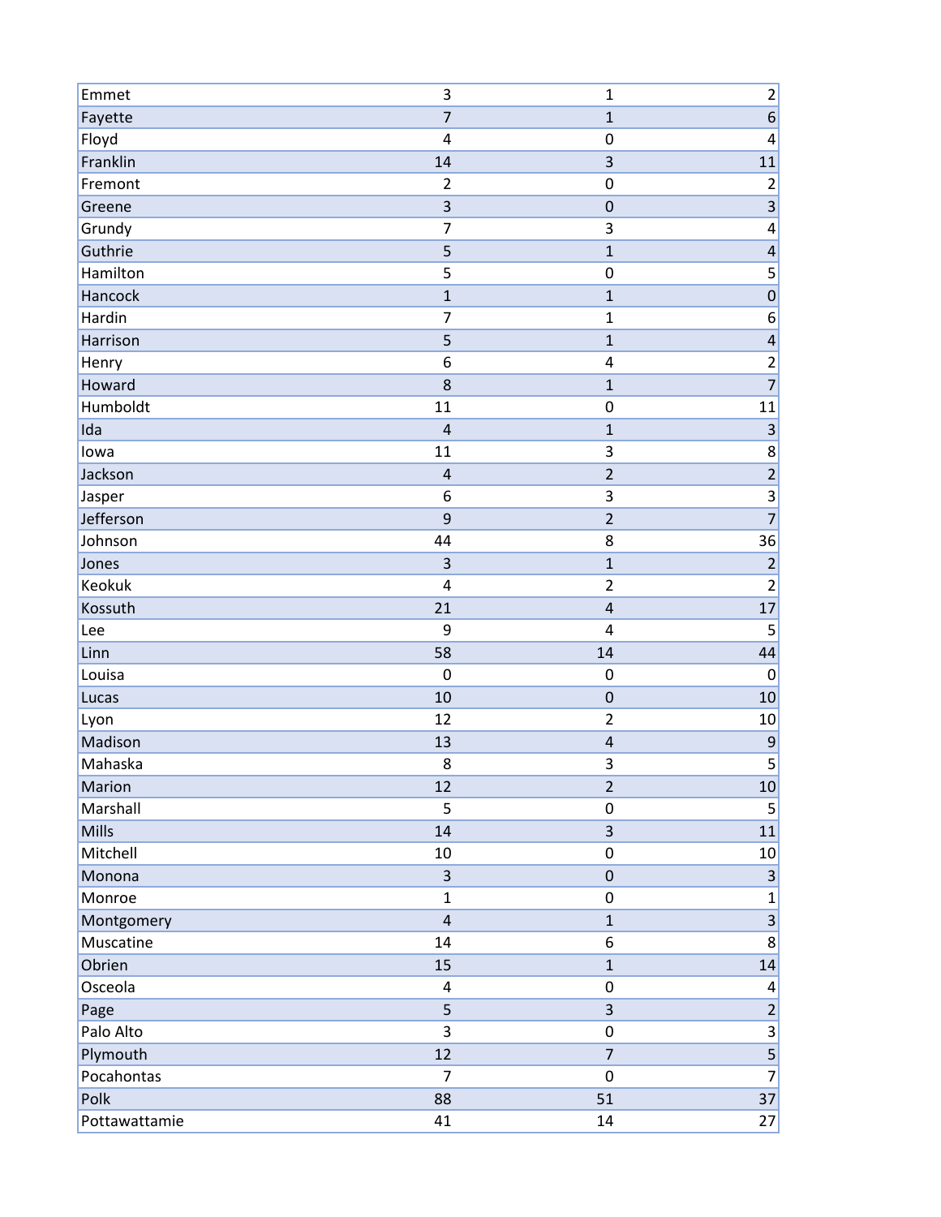| | | | |
|---|---|---|---|
| Emmet | 3 | 1 | 2 |
| Fayette | 7 | 1 | 6 |
| Floyd | 4 | 0 | 4 |
| Franklin | 14 | 3 | 11 |
| Fremont | 2 | 0 | 2 |
| Greene | 3 | 0 | 3 |
| Grundy | 7 | 3 | 4 |
| Guthrie | 5 | 1 | 4 |
| Hamilton | 5 | 0 | 5 |
| Hancock | 1 | 1 | 0 |
| Hardin | 7 | 1 | 6 |
| Harrison | 5 | 1 | 4 |
| Henry | 6 | 4 | 2 |
| Howard | 8 | 1 | 7 |
| Humboldt | 11 | 0 | 11 |
| Ida | 4 | 1 | 3 |
| Iowa | 11 | 3 | 8 |
| Jackson | 4 | 2 | 2 |
| Jasper | 6 | 3 | 3 |
| Jefferson | 9 | 2 | 7 |
| Johnson | 44 | 8 | 36 |
| Jones | 3 | 1 | 2 |
| Keokuk | 4 | 2 | 2 |
| Kossuth | 21 | 4 | 17 |
| Lee | 9 | 4 | 5 |
| Linn | 58 | 14 | 44 |
| Louisa | 0 | 0 | 0 |
| Lucas | 10 | 0 | 10 |
| Lyon | 12 | 2 | 10 |
| Madison | 13 | 4 | 9 |
| Mahaska | 8 | 3 | 5 |
| Marion | 12 | 2 | 10 |
| Marshall | 5 | 0 | 5 |
| Mills | 14 | 3 | 11 |
| Mitchell | 10 | 0 | 10 |
| Monona | 3 | 0 | 3 |
| Monroe | 1 | 0 | 1 |
| Montgomery | 4 | 1 | 3 |
| Muscatine | 14 | 6 | 8 |
| Obrien | 15 | 1 | 14 |
| Osceola | 4 | 0 | 4 |
| Page | 5 | 3 | 2 |
| Palo Alto | 3 | 0 | 3 |
| Plymouth | 12 | 7 | 5 |
| Pocahontas | 7 | 0 | 7 |
| Polk | 88 | 51 | 37 |
| Pottawattamie | 41 | 14 | 27 |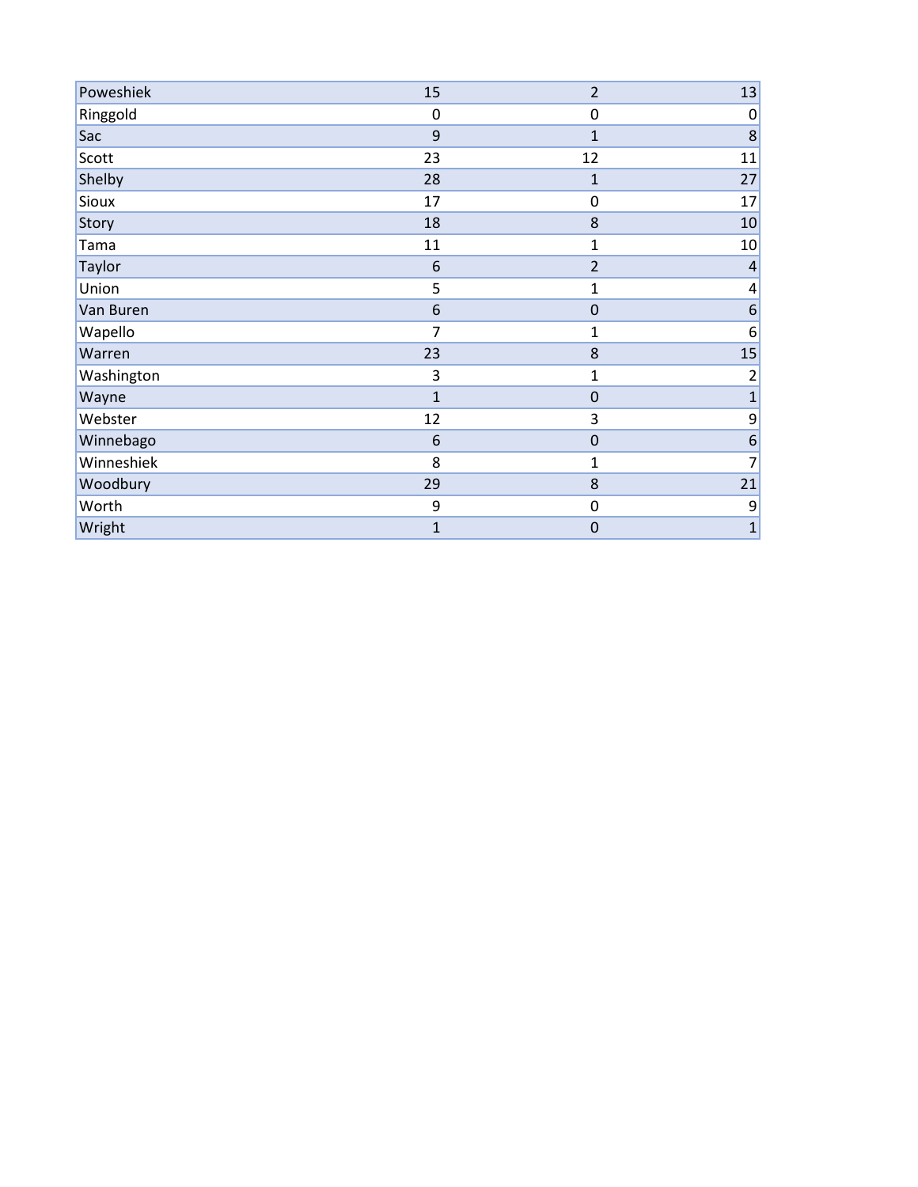| | | | |
|---|---|---|---|
| Poweshiek | 15 | 2 | 13 |
| Ringgold | 0 | 0 | 0 |
| Sac | 9 | 1 | 8 |
| Scott | 23 | 12 | 11 |
| Shelby | 28 | 1 | 27 |
| Sioux | 17 | 0 | 17 |
| Story | 18 | 8 | 10 |
| Tama | 11 | 1 | 10 |
| Taylor | 6 | 2 | 4 |
| Union | 5 | 1 | 4 |
| Van Buren | 6 | 0 | 6 |
| Wapello | 7 | 1 | 6 |
| Warren | 23 | 8 | 15 |
| Washington | 3 | 1 | 2 |
| Wayne | 1 | 0 | 1 |
| Webster | 12 | 3 | 9 |
| Winnebago | 6 | 0 | 6 |
| Winneshiek | 8 | 1 | 7 |
| Woodbury | 29 | 8 | 21 |
| Worth | 9 | 0 | 9 |
| Wright | 1 | 0 | 1 |